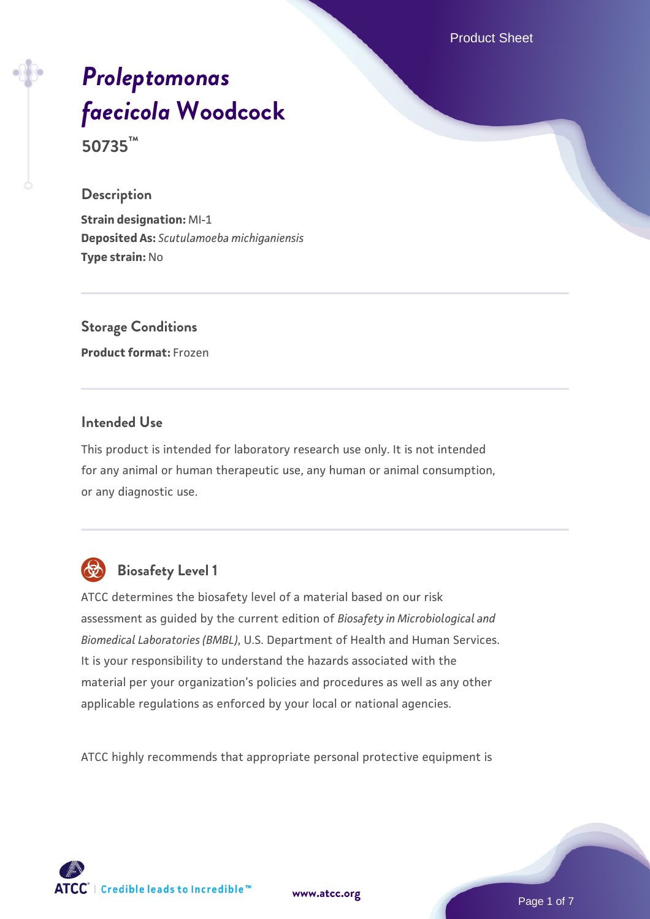# *Proleptomonas faecicola* Woodcock

**50735™**

## Description

**Strain designation:** MI-1
**Deposited As:** *Scutulamoeba michiganiensis*
**Type strain:** No

## Storage Conditions

**Product format:** Frozen

## Intended Use

This product is intended for laboratory research use only. It is not intended for any animal or human therapeutic use, any human or animal consumption, or any diagnostic use.

## Biosafety Level 1

ATCC determines the biosafety level of a material based on our risk assessment as guided by the current edition of *Biosafety in Microbiological and Biomedical Laboratories (BMBL)*, U.S. Department of Health and Human Services. It is your responsibility to understand the hazards associated with the material per your organization's policies and procedures as well as any other applicable regulations as enforced by your local or national agencies.

ATCC highly recommends that appropriate personal protective equipment is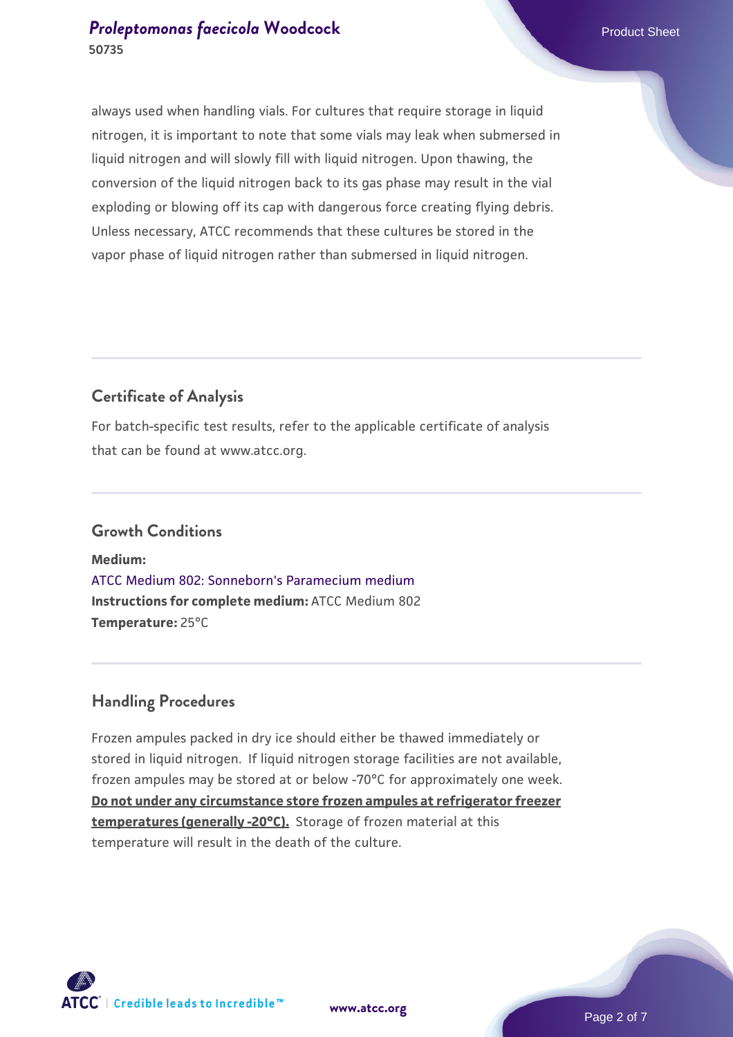always used when handling vials. For cultures that require storage in liquid nitrogen, it is important to note that some vials may leak when submersed in liquid nitrogen and will slowly fill with liquid nitrogen. Upon thawing, the conversion of the liquid nitrogen back to its gas phase may result in the vial exploding or blowing off its cap with dangerous force creating flying debris. Unless necessary, ATCC recommends that these cultures be stored in the vapor phase of liquid nitrogen rather than submersed in liquid nitrogen.

## Certificate of Analysis

For batch-specific test results, refer to the applicable certificate of analysis that can be found at www.atcc.org.

## Growth Conditions

**Medium:**
ATCC Medium 802: Sonneborn's Paramecium medium
**Instructions for complete medium:** ATCC Medium 802
**Temperature:** 25°C

## Handling Procedures

Frozen ampules packed in dry ice should either be thawed immediately or stored in liquid nitrogen. If liquid nitrogen storage facilities are not available, frozen ampules may be stored at or below -70°C for approximately one week. **Do not under any circumstance store frozen ampules at refrigerator freezer temperatures (generally -20°C).** Storage of frozen material at this temperature will result in the death of the culture.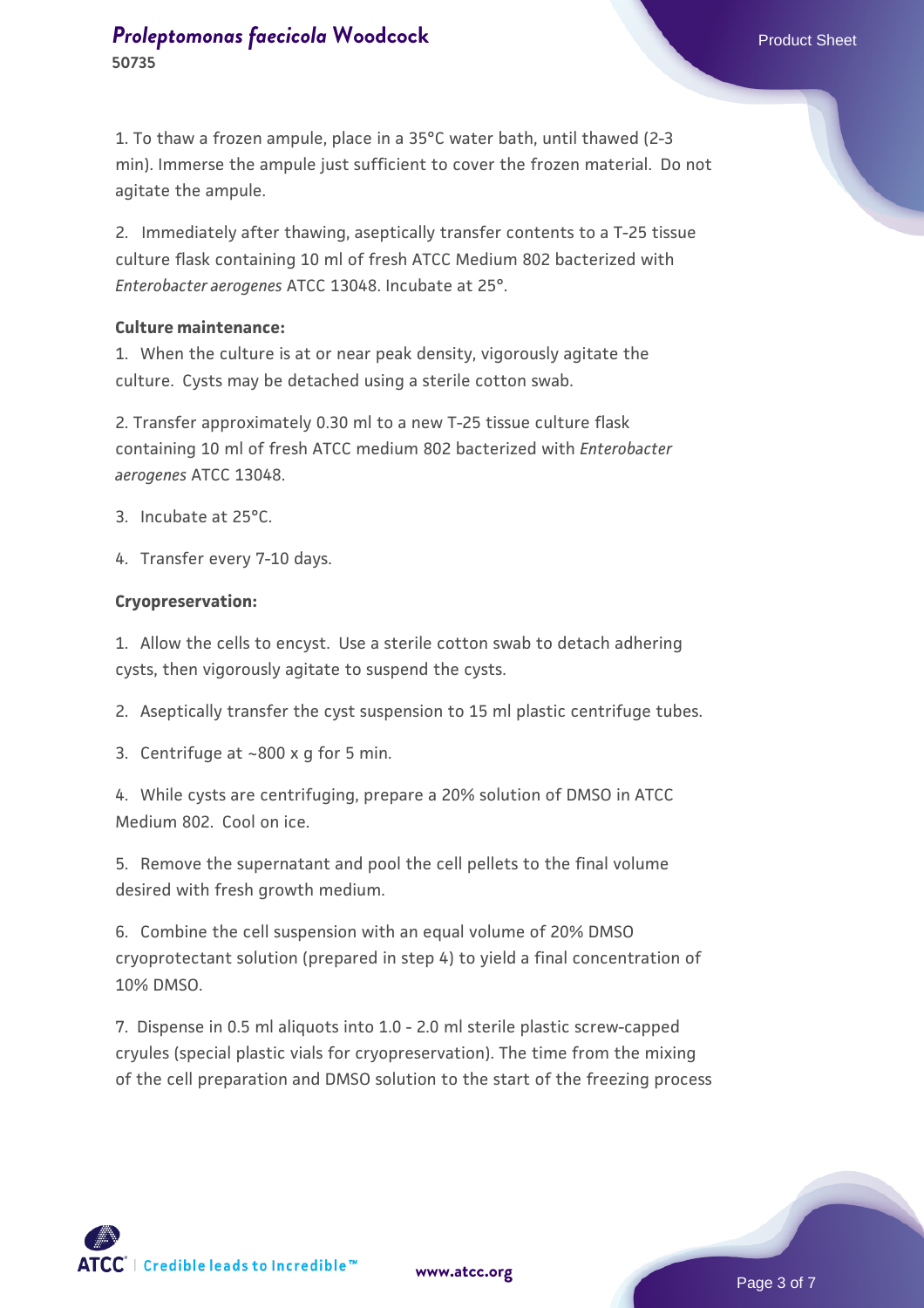1. To thaw a frozen ampule, place in a 35°C water bath, until thawed (2-3 min). Immerse the ampule just sufficient to cover the frozen material. Do not agitate the ampule.

2. Immediately after thawing, aseptically transfer contents to a T-25 tissue culture flask containing 10 ml of fresh ATCC Medium 802 bacterized with *Enterobacter aerogenes* ATCC 13048. Incubate at 25°.

**Culture maintenance:**

1. When the culture is at or near peak density, vigorously agitate the culture. Cysts may be detached using a sterile cotton swab.

2. Transfer approximately 0.30 ml to a new T-25 tissue culture flask containing 10 ml of fresh ATCC medium 802 bacterized with *Enterobacter aerogenes* ATCC 13048.

3. Incubate at 25°C.

4. Transfer every 7-10 days.

**Cryopreservation:**

1. Allow the cells to encyst. Use a sterile cotton swab to detach adhering cysts, then vigorously agitate to suspend the cysts.

2. Aseptically transfer the cyst suspension to 15 ml plastic centrifuge tubes.

3. Centrifuge at ~800 x g for 5 min.

4. While cysts are centrifuging, prepare a 20% solution of DMSO in ATCC Medium 802. Cool on ice.

5. Remove the supernatant and pool the cell pellets to the final volume desired with fresh growth medium.

6. Combine the cell suspension with an equal volume of 20% DMSO cryoprotectant solution (prepared in step 4) to yield a final concentration of 10% DMSO.

7. Dispense in 0.5 ml aliquots into 1.0 - 2.0 ml sterile plastic screw-capped cryules (special plastic vials for cryopreservation). The time from the mixing of the cell preparation and DMSO solution to the start of the freezing process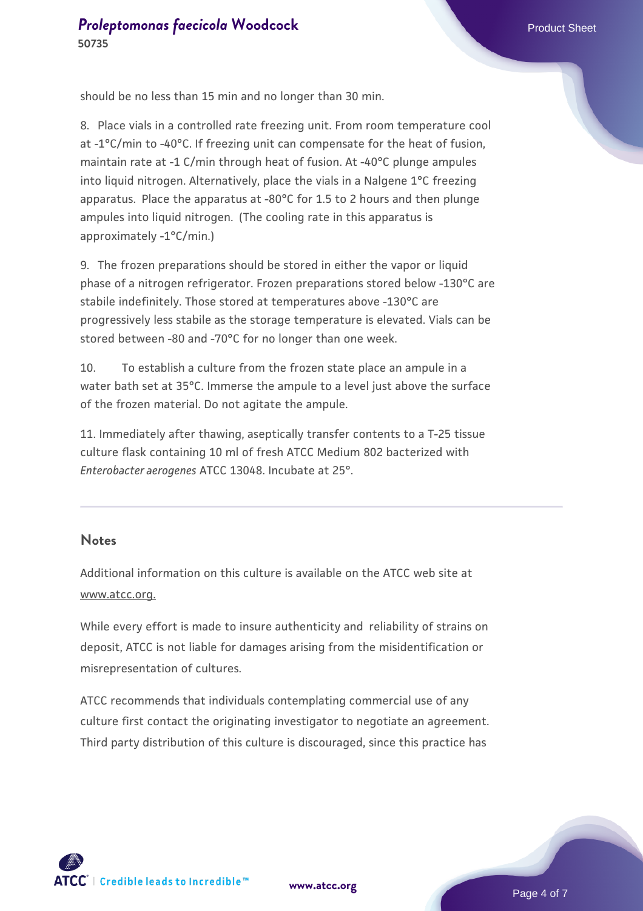should be no less than 15 min and no longer than 30 min.

8. Place vials in a controlled rate freezing unit. From room temperature cool at -1°C/min to -40°C. If freezing unit can compensate for the heat of fusion, maintain rate at -1 C/min through heat of fusion. At -40°C plunge ampules into liquid nitrogen. Alternatively, place the vials in a Nalgene 1°C freezing apparatus. Place the apparatus at -80°C for 1.5 to 2 hours and then plunge ampules into liquid nitrogen. (The cooling rate in this apparatus is approximately -1°C/min.)

9. The frozen preparations should be stored in either the vapor or liquid phase of a nitrogen refrigerator. Frozen preparations stored below -130°C are stabile indefinitely. Those stored at temperatures above -130°C are progressively less stabile as the storage temperature is elevated. Vials can be stored between -80 and -70°C for no longer than one week.

10. To establish a culture from the frozen state place an ampule in a water bath set at 35°C. Immerse the ampule to a level just above the surface of the frozen material. Do not agitate the ampule.

11. Immediately after thawing, aseptically transfer contents to a T-25 tissue culture flask containing 10 ml of fresh ATCC Medium 802 bacterized with *Enterobacter aerogenes* ATCC 13048. Incubate at 25°.

## Notes

Additional information on this culture is available on the ATCC web site at www.atcc.org.

While every effort is made to insure authenticity and reliability of strains on deposit, ATCC is not liable for damages arising from the misidentification or misrepresentation of cultures.

ATCC recommends that individuals contemplating commercial use of any culture first contact the originating investigator to negotiate an agreement. Third party distribution of this culture is discouraged, since this practice has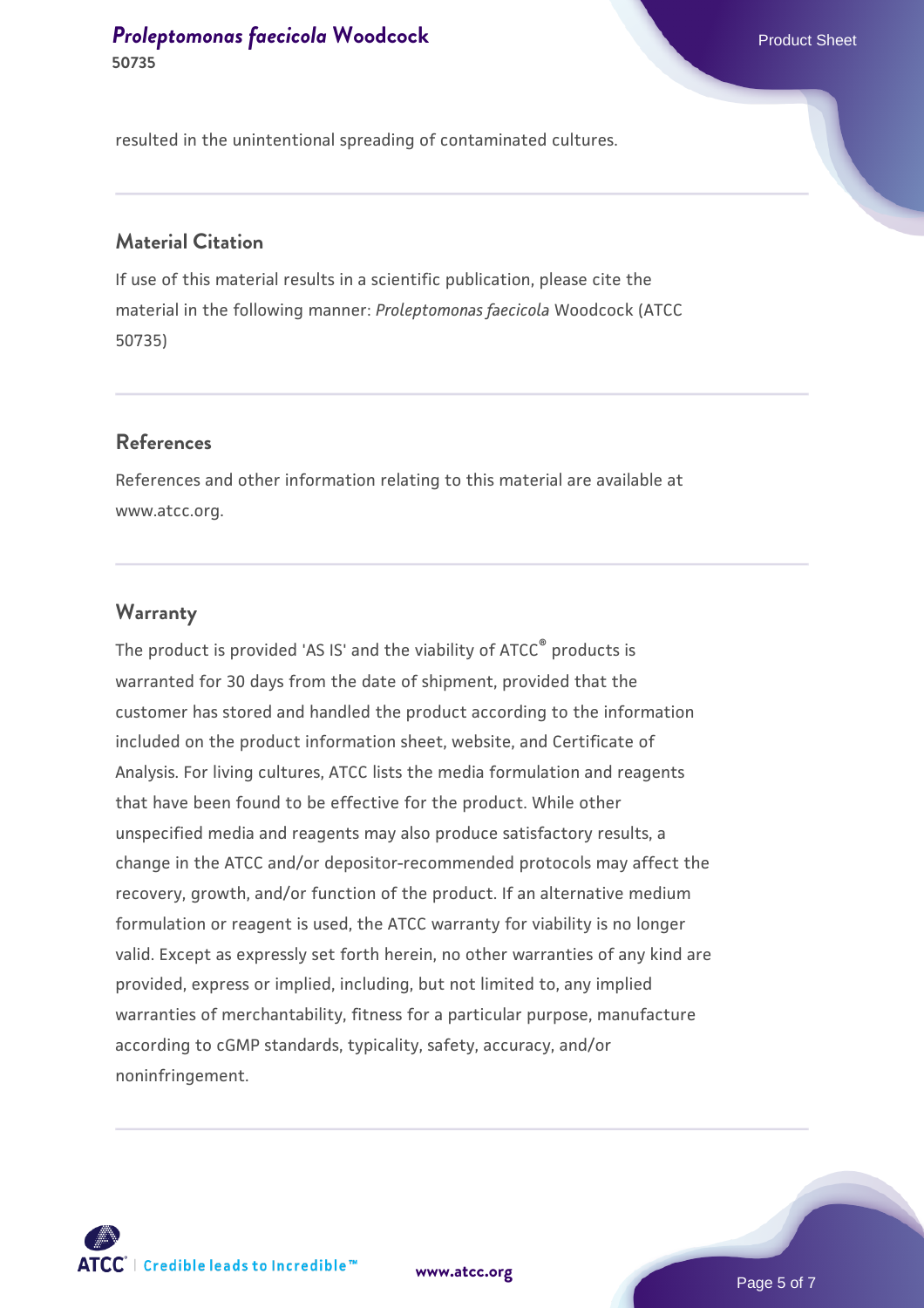resulted in the unintentional spreading of contaminated cultures.

## Material Citation

If use of this material results in a scientific publication, please cite the material in the following manner: *Proleptomonas faecicola* Woodcock (ATCC 50735)

## References

References and other information relating to this material are available at www.atcc.org.

## Warranty

The product is provided 'AS IS' and the viability of ATCC® products is warranted for 30 days from the date of shipment, provided that the customer has stored and handled the product according to the information included on the product information sheet, website, and Certificate of Analysis. For living cultures, ATCC lists the media formulation and reagents that have been found to be effective for the product. While other unspecified media and reagents may also produce satisfactory results, a change in the ATCC and/or depositor-recommended protocols may affect the recovery, growth, and/or function of the product. If an alternative medium formulation or reagent is used, the ATCC warranty for viability is no longer valid. Except as expressly set forth herein, no other warranties of any kind are provided, express or implied, including, but not limited to, any implied warranties of merchantability, fitness for a particular purpose, manufacture according to cGMP standards, typicality, safety, accuracy, and/or noninfringement.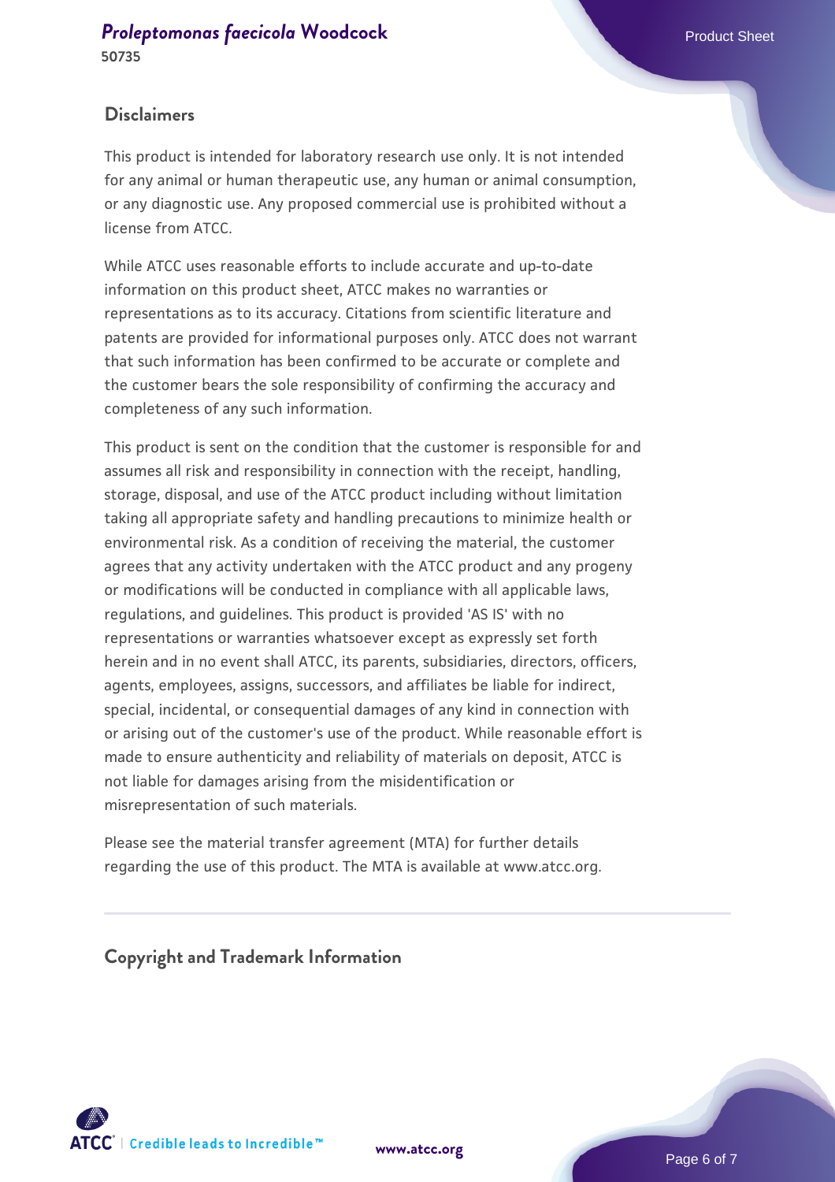## Disclaimers

This product is intended for laboratory research use only. It is not intended for any animal or human therapeutic use, any human or animal consumption, or any diagnostic use. Any proposed commercial use is prohibited without a license from ATCC.

While ATCC uses reasonable efforts to include accurate and up-to-date information on this product sheet, ATCC makes no warranties or representations as to its accuracy. Citations from scientific literature and patents are provided for informational purposes only. ATCC does not warrant that such information has been confirmed to be accurate or complete and the customer bears the sole responsibility of confirming the accuracy and completeness of any such information.

This product is sent on the condition that the customer is responsible for and assumes all risk and responsibility in connection with the receipt, handling, storage, disposal, and use of the ATCC product including without limitation taking all appropriate safety and handling precautions to minimize health or environmental risk. As a condition of receiving the material, the customer agrees that any activity undertaken with the ATCC product and any progeny or modifications will be conducted in compliance with all applicable laws, regulations, and guidelines. This product is provided 'AS IS' with no representations or warranties whatsoever except as expressly set forth herein and in no event shall ATCC, its parents, subsidiaries, directors, officers, agents, employees, assigns, successors, and affiliates be liable for indirect, special, incidental, or consequential damages of any kind in connection with or arising out of the customer's use of the product. While reasonable effort is made to ensure authenticity and reliability of materials on deposit, ATCC is not liable for damages arising from the misidentification or misrepresentation of such materials.

Please see the material transfer agreement (MTA) for further details regarding the use of this product. The MTA is available at www.atcc.org.

## Copyright and Trademark Information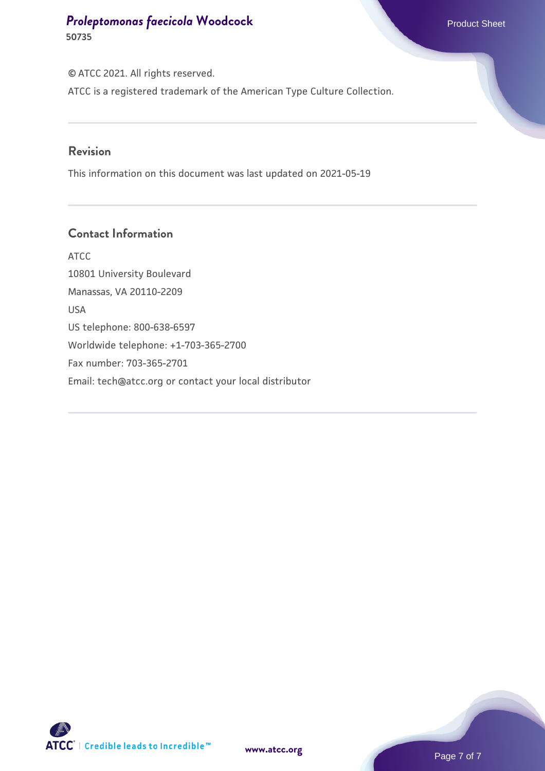© ATCC 2021. All rights reserved.

ATCC is a registered trademark of the American Type Culture Collection.

## Revision

This information on this document was last updated on 2021-05-19

## Contact Information

ATCC
10801 University Boulevard
Manassas, VA 20110-2209
USA
US telephone: 800-638-6597
Worldwide telephone: +1-703-365-2700
Fax number: 703-365-2701
Email: tech@atcc.org or contact your local distributor